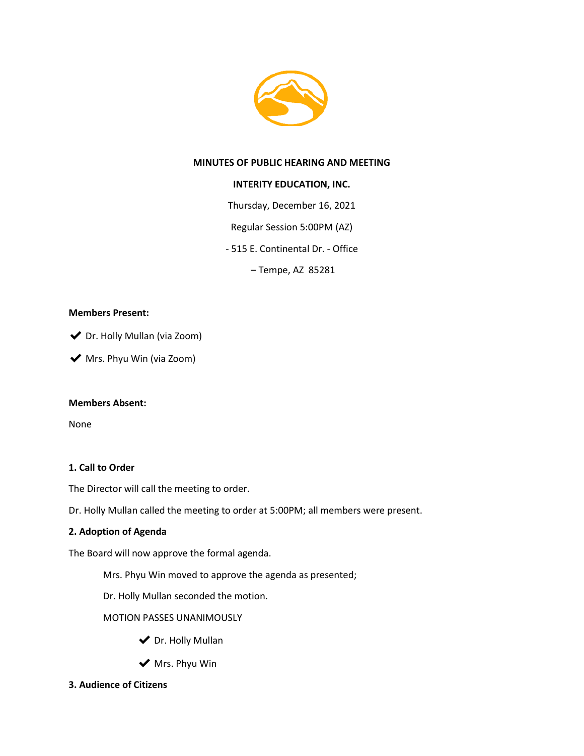**MINUTES OF PUBLIC HEARING AND MEETING**

**INTERITY EDUCATION, INC.**

Thursday, December 16, 2021

Regular Session 5:00PM (AZ)

- 515 E. Continental Dr. - Office

– Tempe, AZ 85281

**Members Present:**

✔ Dr. Holly Mullan (via Zoom)

✔ Mrs. Phyu Win (via Zoom)

**Members Absent:**

None

**1. Call to Order**

The Director will call the meeting to order.

Dr. Holly Mullan called the meeting to order at 5:00PM; all members were present.

**2. Adoption of Agenda**

The Board will now approve the formal agenda.

Mrs. Phyu Win moved to approve the agenda as presented;

Dr. Holly Mullan seconded the motion.

MOTION PASSES UNANIMOUSLY

✔ Dr. Holly Mullan

✔ Mrs. Phyu Win

**3. Audience of Citizens**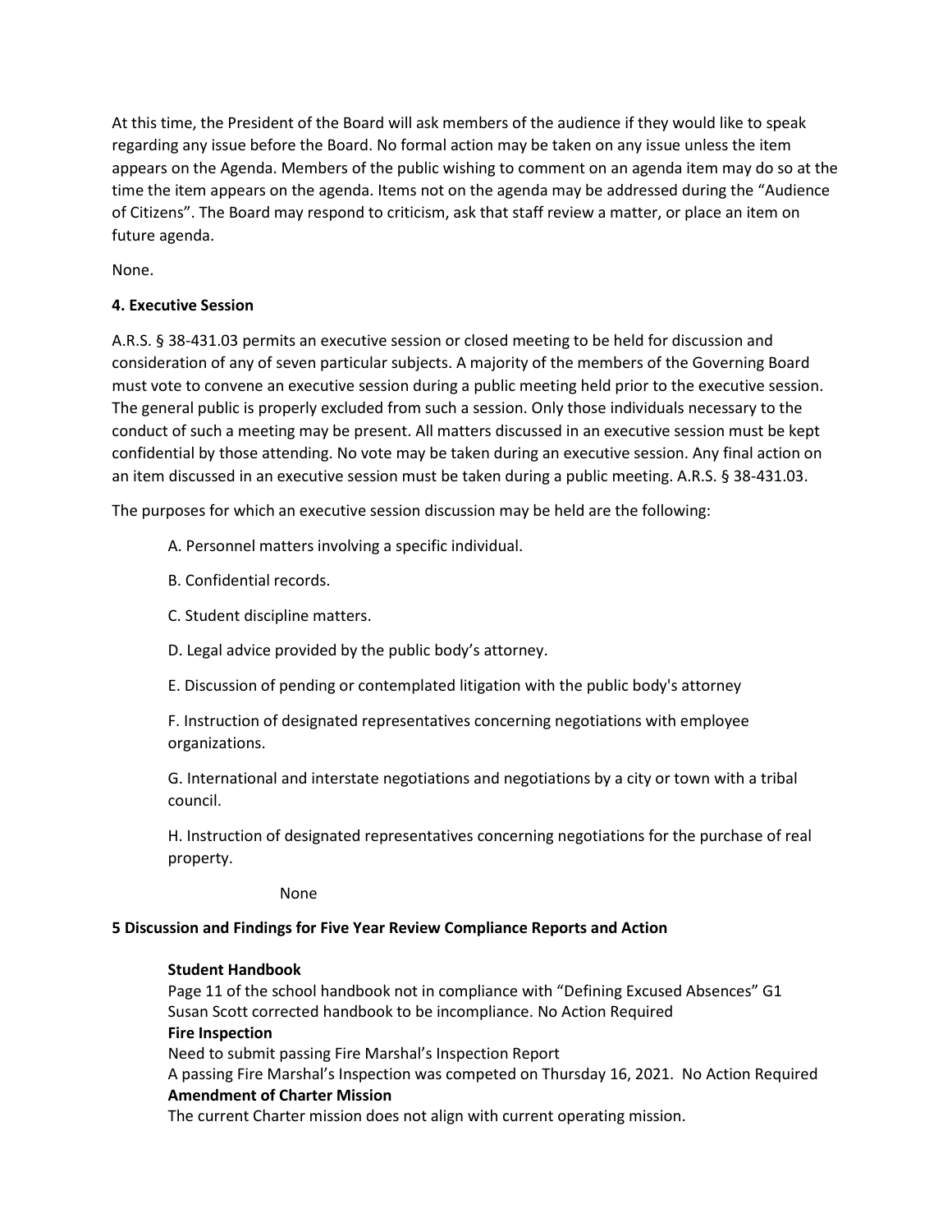At this time, the President of the Board will ask members of the audience if they would like to speak regarding any issue before the Board. No formal action may be taken on any issue unless the item appears on the Agenda. Members of the public wishing to comment on an agenda item may do so at the time the item appears on the agenda. Items not on the agenda may be addressed during the "Audience of Citizens". The Board may respond to criticism, ask that staff review a matter, or place an item on future agenda.

None.

**4. Executive Session**

A.R.S. § 38-431.03 permits an executive session or closed meeting to be held for discussion and consideration of any of seven particular subjects. A majority of the members of the Governing Board must vote to convene an executive session during a public meeting held prior to the executive session. The general public is properly excluded from such a session. Only those individuals necessary to the conduct of such a meeting may be present. All matters discussed in an executive session must be kept confidential by those attending. No vote may be taken during an executive session. Any final action on an item discussed in an executive session must be taken during a public meeting. A.R.S. § 38-431.03.

The purposes for which an executive session discussion may be held are the following:

A. Personnel matters involving a specific individual.

B. Confidential records.

C. Student discipline matters.

D. Legal advice provided by the public body's attorney.

E. Discussion of pending or contemplated litigation with the public body's attorney

F. Instruction of designated representatives concerning negotiations with employee organizations.

G. International and interstate negotiations and negotiations by a city or town with a tribal council.

H. Instruction of designated representatives concerning negotiations for the purchase of real property.

None

**5 Discussion and Findings for Five Year Review Compliance Reports and Action**

**Student Handbook**
Page 11 of the school handbook not in compliance with "Defining Excused Absences" G1
Susan Scott corrected handbook to be incompliance. No Action Required

**Fire Inspection**
Need to submit passing Fire Marshal's Inspection Report
A passing Fire Marshal's Inspection was competed on Thursday 16, 2021. No Action Required

**Amendment of Charter Mission**
The current Charter mission does not align with current operating mission.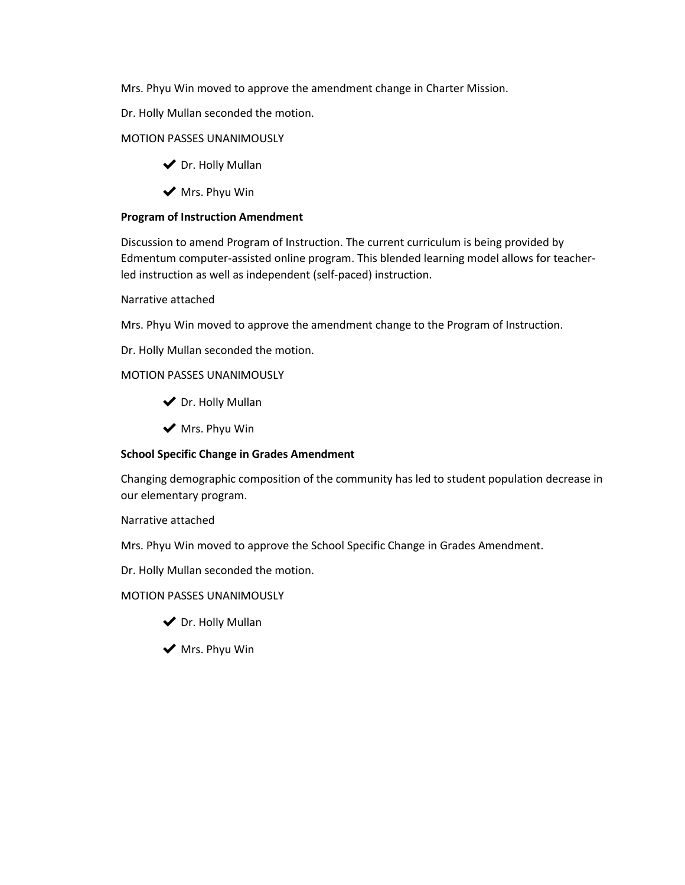Mrs. Phyu Win moved to approve the amendment change in Charter Mission.

Dr. Holly Mullan seconded the motion.

MOTION PASSES UNANIMOUSLY

- ✔ Dr. Holly Mullan
- ✔ Mrs. Phyu Win

**Program of Instruction Amendment**

Discussion to amend Program of Instruction. The current curriculum is being provided by Edmentum computer-assisted online program. This blended learning model allows for teacher-led instruction as well as independent (self-paced) instruction.

Narrative attached

Mrs. Phyu Win moved to approve the amendment change to the Program of Instruction.

Dr. Holly Mullan seconded the motion.

MOTION PASSES UNANIMOUSLY

- ✔ Dr. Holly Mullan
- ✔ Mrs. Phyu Win

**School Specific Change in Grades Amendment**

Changing demographic composition of the community has led to student population decrease in our elementary program.

Narrative attached

Mrs. Phyu Win moved to approve the School Specific Change in Grades Amendment.

Dr. Holly Mullan seconded the motion.

MOTION PASSES UNANIMOUSLY

- ✔ Dr. Holly Mullan
- ✔ Mrs. Phyu Win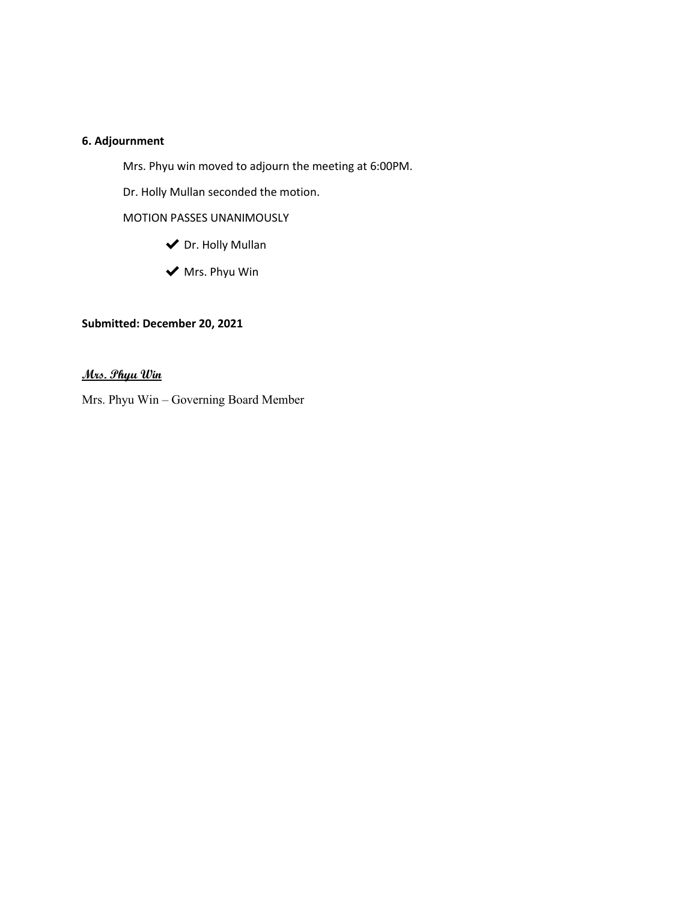**6. Adjournment**

Mrs. Phyu win moved to adjourn the meeting at 6:00PM.

Dr. Holly Mullan seconded the motion.

MOTION PASSES UNANIMOUSLY

- ✔ Dr. Holly Mullan
- ✔ Mrs. Phyu Win

**Submitted: December 20, 2021**

***Mrs. Phyu Win***

Mrs. Phyu Win – Governing Board Member